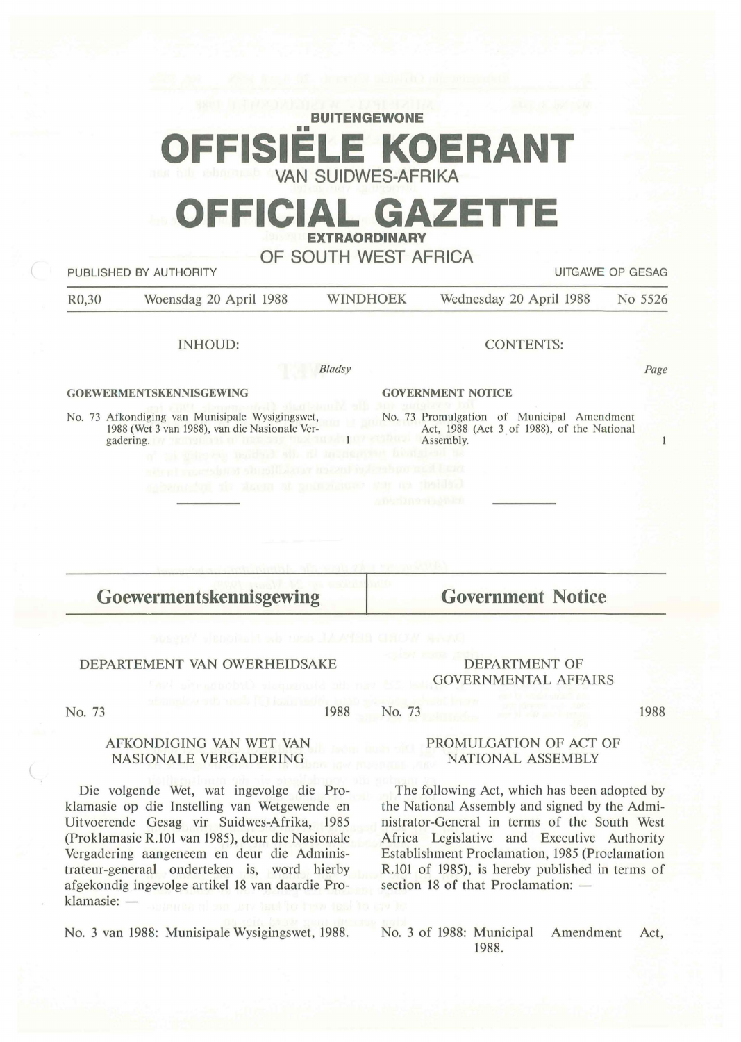**BUITENGEWONE**

# OFFISIËLE KOERANT

VAN SUIDWES-AFRIKA

# OFFICIAL GAZETTE

**EXTRAORDINARY**

OF SOUTH WEST AFRICA

PUBLISHED BY AUTHORITY — UITGAWE OP GESAG

R0,30 — Woensdag 20 April 1988 — WINDHOEK — Wednesday 20 April 1988 — No 5526

INHOUD: / CONTENTS:

| | Bladsy / Page |
|---|---|
| **GOEWERMENTSKENNISGEWING** | |
| No. 73 Afkondiging van Munisipale Wysigingswet, 1988 (Wet 3 van 1988), van die Nasionale Vergadering. | 1 |
| **GOVERNMENT NOTICE** | |
| No. 73 Promulgation of Municipal Amendment Act, 1988 (Act 3 of 1988), of the National Assembly. | 1 |

## Goewermentskennisgewing

DEPARTEMENT VAN OWERHEIDSAKE

No. 73 — 1988

AFKONDIGING VAN WET VAN NASIONALE VERGADERING

Die volgende Wet, wat ingevolge die Proklamasie op die Instelling van Wetgewende en Uitvoerende Gesag vir Suidwes-Afrika, 1985 (Proklamasie R.101 van 1985), deur die Nasionale Vergadering aangeneem en deur die Administrateur-generaal onderteken is, word hierby afgekondig ingevolge artikel 18 van daardie Proklamasie: —

No. 3 van 1988: Munisipale Wysigingswet, 1988.

## Government Notice

DEPARTMENT OF GOVERNMENTAL AFFAIRS

No. 73 — 1988

PROMULGATION OF ACT OF NATIONAL ASSEMBLY

The following Act, which has been adopted by the National Assembly and signed by the Administrator-General in terms of the South West Africa Legislative and Executive Authority Establishment Proclamation, 1985 (Proclamation R.101 of 1985), is hereby published in terms of section 18 of that Proclamation: —

No. 3 of 1988: Municipal Amendment Act, 1988.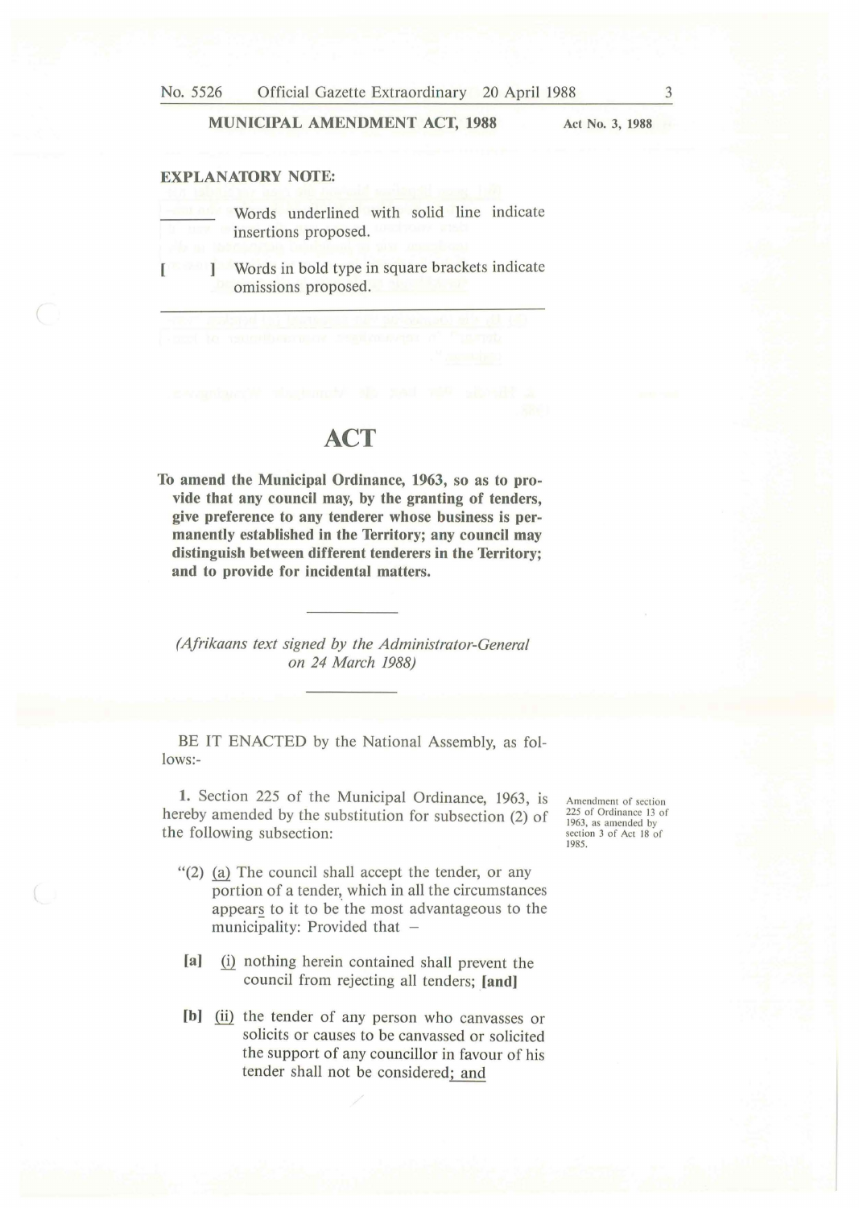**MUNICIPAL AMENDMENT ACT, 1988** Act No. 3, 1988

**EXPLANATORY NOTE:**

\_\_\_\_\_\_ Words underlined with solid line indicate insertions proposed.

[ ] Words in bold type in square brackets indicate omissions proposed.

---

# ACT

**To amend the Municipal Ordinance, 1963, so as to provide that any council may, by the granting of tenders, give preference to any tenderer whose business is permanently established in the Territory; any council may distinguish between different tenderers in the Territory; and to provide for incidental matters.**

*(Afrikaans text signed by the Administrator-General on 24 March 1988)*

BE IT ENACTED by the National Assembly, as follows:-

Amendment of section 225 of Ordinance 13 of 1963, as amended by section 3 of Act 18 of 1985.

**1.** Section 225 of the Municipal Ordinance, 1963, is hereby amended by the substitution for subsection (2) of the following subsection:

"(2) <u>(a)</u> The council shall accept the tender, or any portion of a tender, which in all the circumstances appears to it to be the most advantageous to the municipality: Provided that –

**[a]** <u>(i)</u> nothing herein contained shall prevent the council from rejecting all tenders; **[and]**

**[b]** <u>(ii)</u> the tender of any person who canvasses or solicits or causes to be canvassed or solicited the support of any councillor in favour of his tender shall not be considered<u>; and</u>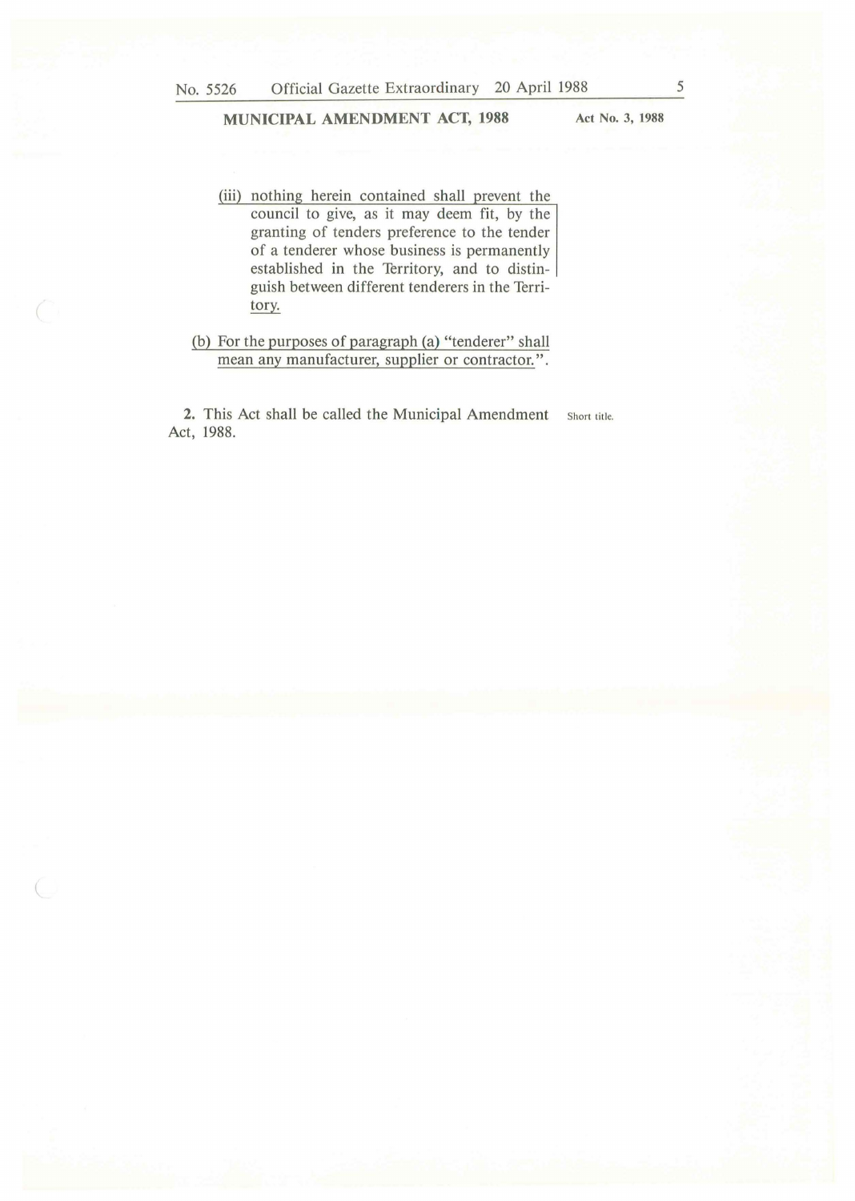(iii) nothing herein contained shall prevent the council to give, as it may deem fit, by the granting of tenders preference to the tender of a tenderer whose business is permanently established in the Territory, and to distinguish between different tenderers in the Territory.

(b) For the purposes of paragraph (a) "tenderer" shall mean any manufacturer, supplier or contractor.".

**2.** This Act shall be called the Municipal Amendment Act, 1988. Short title.